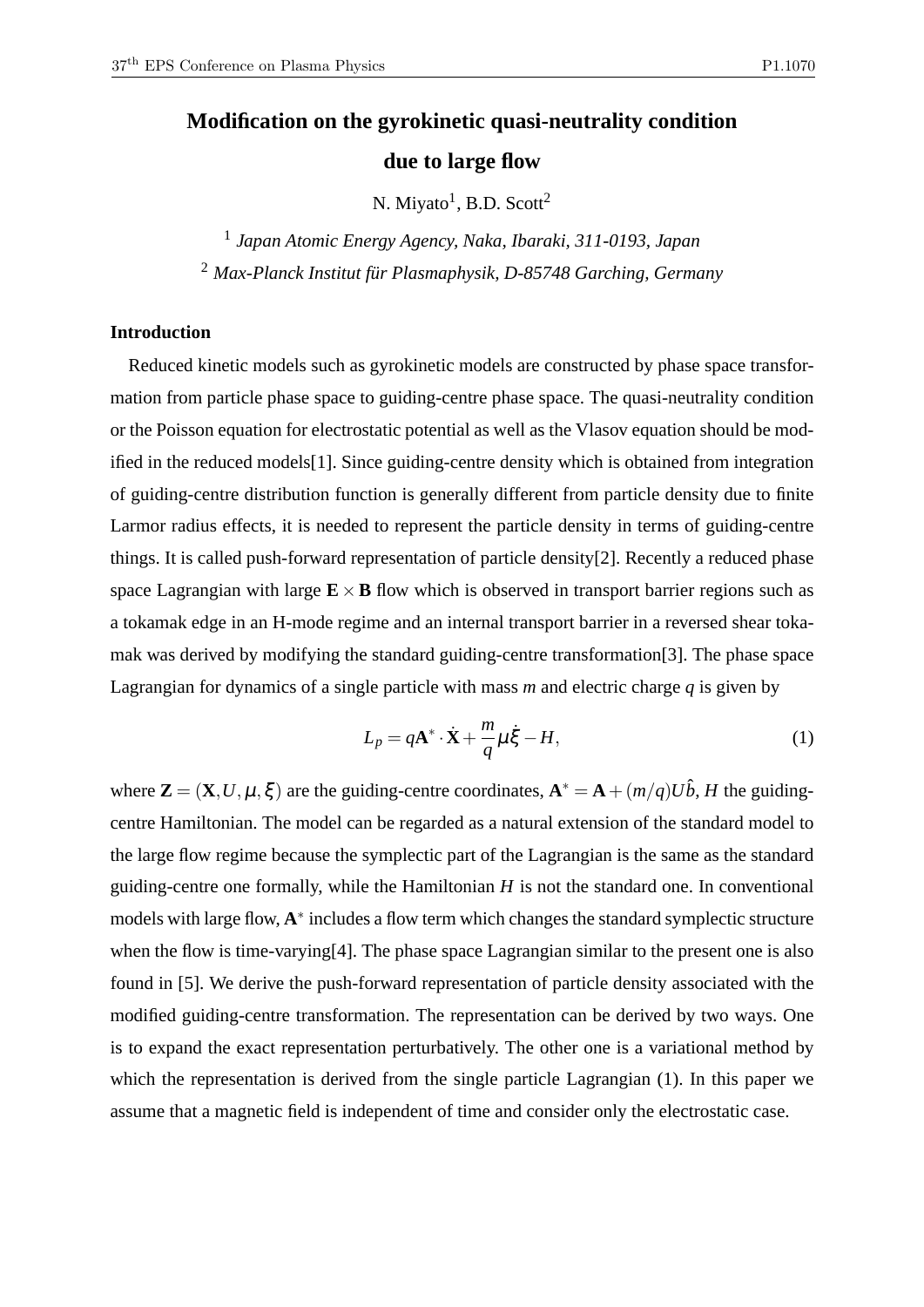# Modification on the gyrokinetic quasi-neutrality condition due to large flow

N. Miyato[1], B.D. Scott[2]

[1] *Japan Atomic Energy Agency, Naka, Ibaraki, 311-0193, Japan*

[2] *Max-Planck Institut für Plasmaphysik, D-85748 Garching, Germany*

## Introduction

Reduced kinetic models such as gyrokinetic models are constructed by phase space transformation from particle phase space to guiding-centre phase space. The quasi-neutrality condition or the Poisson equation for electrostatic potential as well as the Vlasov equation should be modified in the reduced models[1]. Since guiding-centre density which is obtained from integration of guiding-centre distribution function is generally different from particle density due to finite Larmor radius effects, it is needed to represent the particle density in terms of guiding-centre things. It is called push-forward representation of particle density[2]. Recently a reduced phase space Lagrangian with large $\mathbf{E}\times\mathbf{B}$ flow which is observed in transport barrier regions such as a tokamak edge in an H-mode regime and an internal transport barrier in a reversed shear tokamak was derived by modifying the standard guiding-centre transformation[3]. The phase space Lagrangian for dynamics of a single particle with mass $m$ and electric charge $q$ is given by

$$L_p = q\mathbf{A}^* \cdot \dot{\mathbf{X}} + \frac{m}{q}\mu\dot{\xi} - H, \tag{1}$$

where $\mathbf{Z} = (\mathbf{X}, U, \mu, \xi)$ are the guiding-centre coordinates, $\mathbf{A}^* = \mathbf{A} + (m/q)U\hat{b}$, $H$ the guiding-centre Hamiltonian. The model can be regarded as a natural extension of the standard model to the large flow regime because the symplectic part of the Lagrangian is the same as the standard guiding-centre one formally, while the Hamiltonian $H$ is not the standard one. In conventional models with large flow, $\mathbf{A}^*$ includes a flow term which changes the standard symplectic structure when the flow is time-varying[4]. The phase space Lagrangian similar to the present one is also found in [5]. We derive the push-forward representation of particle density associated with the modified guiding-centre transformation. The representation can be derived by two ways. One is to expand the exact representation perturbatively. The other one is a variational method by which the representation is derived from the single particle Lagrangian (1). In this paper we assume that a magnetic field is independent of time and consider only the electrostatic case.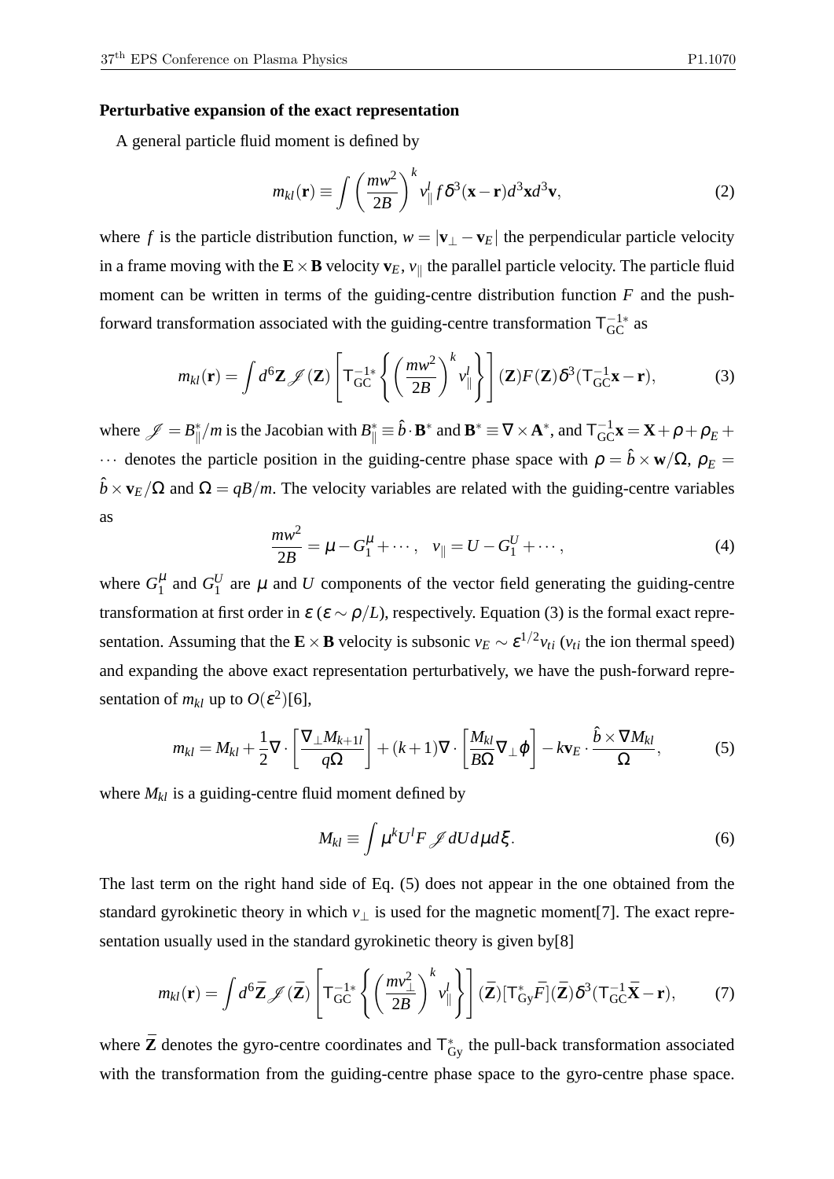**Perturbative expansion of the exact representation**

A general particle fluid moment is defined by

$$m_{kl}(\mathbf{r}) \equiv \int \left(\frac{mw^2}{2B}\right)^k v_\parallel^l f \delta^3(\mathbf{x}-\mathbf{r}) d^3\mathbf{x} d^3\mathbf{v}, \tag{2}$$

where $f$ is the particle distribution function, $w = |\mathbf{v}_\perp - \mathbf{v}_E|$ the perpendicular particle velocity in a frame moving with the $\mathbf{E}\times\mathbf{B}$ velocity $\mathbf{v}_E$, $v_\parallel$ the parallel particle velocity. The particle fluid moment can be written in terms of the guiding-centre distribution function $F$ and the push-forward transformation associated with the guiding-centre transformation $\mathsf{T}_{\rm GC}^{-1*}$ as

$$m_{kl}(\mathbf{r}) = \int d^6\mathbf{Z} \mathscr{J}(\mathbf{Z}) \left[\mathsf{T}_{\rm GC}^{-1*}\left\{\left(\frac{mw^2}{2B}\right)^k v_\parallel^l\right\}\right](\mathbf{Z}) F(\mathbf{Z}) \delta^3(\mathsf{T}_{\rm GC}^{-1}\mathbf{x}-\mathbf{r}), \tag{3}$$

where $\mathscr{J} = B_\parallel^*/m$ is the Jacobian with $B_\parallel^* \equiv \hat{b}\cdot\mathbf{B}^*$ and $\mathbf{B}^* \equiv \nabla\times\mathbf{A}^*$, and $\mathsf{T}_{\rm GC}^{-1}\mathbf{x} = \mathbf{X} + \rho + \rho_E + \cdots$ denotes the particle position in the guiding-centre phase space with $\rho = \hat{b}\times\mathbf{w}/\Omega$, $\rho_E = \hat{b}\times\mathbf{v}_E/\Omega$ and $\Omega = qB/m$. The velocity variables are related with the guiding-centre variables as

$$\frac{mw^2}{2B} = \mu - G_1^\mu + \cdots, \quad v_\parallel = U - G_1^U + \cdots, \tag{4}$$

where $G_1^\mu$ and $G_1^U$ are $\mu$ and $U$ components of the vector field generating the guiding-centre transformation at first order in $\varepsilon$ ($\varepsilon \sim \rho/L$), respectively. Equation (3) is the formal exact representation. Assuming that the $\mathbf{E}\times\mathbf{B}$ velocity is subsonic $v_E \sim \varepsilon^{1/2} v_{ti}$ ($v_{ti}$ the ion thermal speed) and expanding the above exact representation perturbatively, we have the push-forward representation of $m_{kl}$ up to $O(\varepsilon^2)$[6],

$$m_{kl} = M_{kl} + \frac{1}{2}\nabla\cdot\left[\frac{\nabla_\perp M_{k+1l}}{q\Omega}\right] + (k+1)\nabla\cdot\left[\frac{M_{kl}}{B\Omega}\nabla_\perp\phi\right] - k\mathbf{v}_E\cdot\frac{\hat{b}\times\nabla M_{kl}}{\Omega}, \tag{5}$$

where $M_{kl}$ is a guiding-centre fluid moment defined by

$$M_{kl} \equiv \int \mu^k U^l F \mathscr{J} dU d\mu d\xi. \tag{6}$$

The last term on the right hand side of Eq. (5) does not appear in the one obtained from the standard gyrokinetic theory in which $v_\perp$ is used for the magnetic moment[7]. The exact representation usually used in the standard gyrokinetic theory is given by[8]

$$m_{kl}(\mathbf{r}) = \int d^6\bar{\mathbf{Z}} \mathscr{J}(\bar{\mathbf{Z}}) \left[\mathsf{T}_{\rm GC}^{-1*}\left\{\left(\frac{mv_\perp^2}{2B}\right)^k v_\parallel^l\right\}\right](\bar{\mathbf{Z}}) [\mathsf{T}_{\rm Gy}^*\bar{F}](\bar{\mathbf{Z}}) \delta^3(\mathsf{T}_{\rm GC}^{-1}\bar{\mathbf{X}}-\mathbf{r}), \tag{7}$$

where $\bar{\mathbf{Z}}$ denotes the gyro-centre coordinates and $\mathsf{T}_{\rm Gy}^*$ the pull-back transformation associated with the transformation from the guiding-centre phase space to the gyro-centre phase space.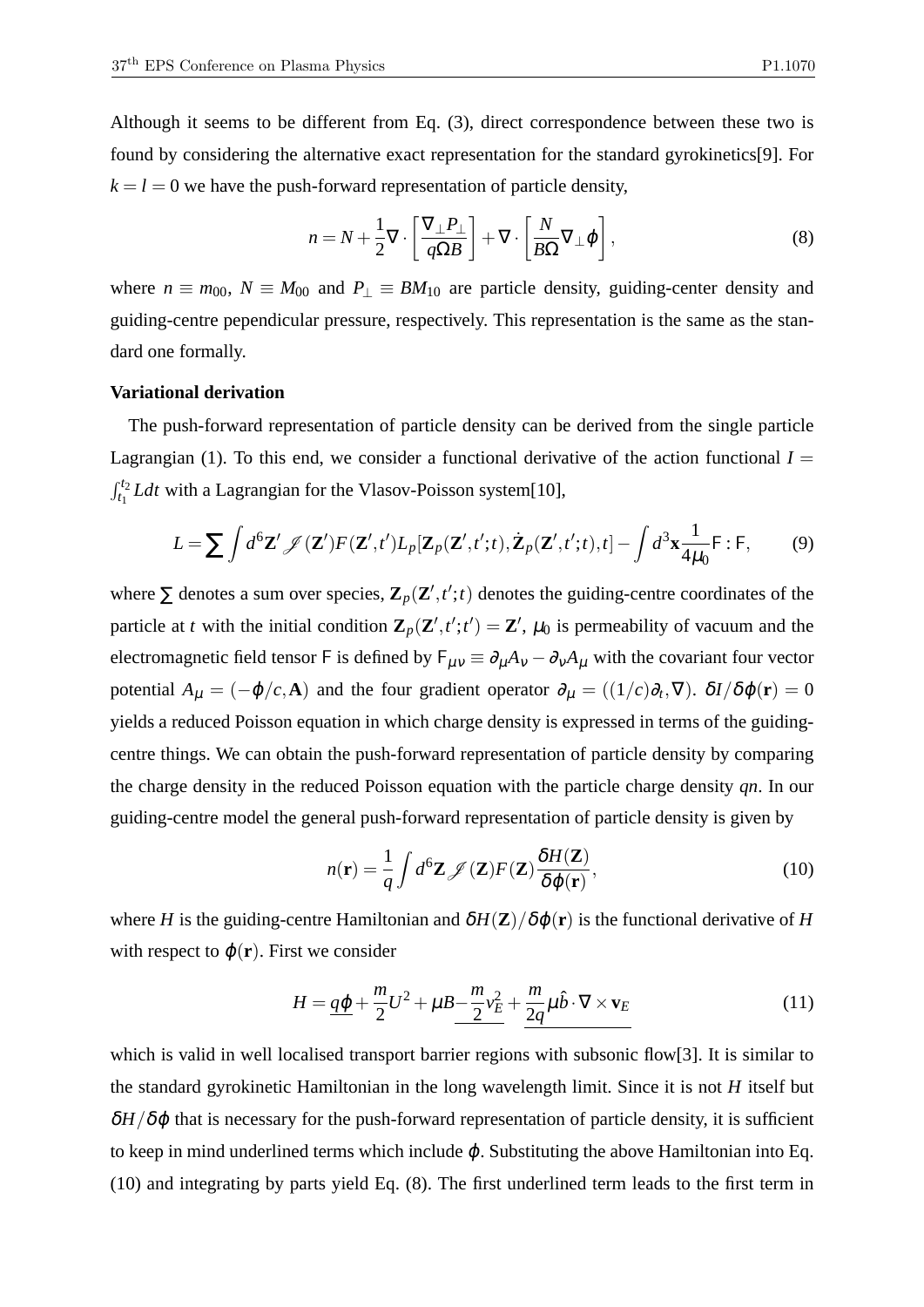Although it seems to be different from Eq. (3), direct correspondence between these two is found by considering the alternative exact representation for the standard gyrokinetics[9]. For $k = l = 0$ we have the push-forward representation of particle density,

$$n = N + \frac{1}{2}\nabla \cdot \left[\frac{\nabla_\perp P_\perp}{q\Omega B}\right] + \nabla \cdot \left[\frac{N}{B\Omega}\nabla_\perp \phi\right], \tag{8}$$

where $n \equiv m_{00}$, $N \equiv M_{00}$ and $P_\perp \equiv BM_{10}$ are particle density, guiding-center density and guiding-centre pependicular pressure, respectively. This representation is the same as the standard one formally.

**Variational derivation**

The push-forward representation of particle density can be derived from the single particle Lagrangian (1). To this end, we consider a functional derivative of the action functional $I = \int_{t_1}^{t_2} L dt$ with a Lagrangian for the Vlasov-Poisson system[10],

$$L = \sum \int d^6\mathbf{Z}' \mathscr{J}(\mathbf{Z}')F(\mathbf{Z}',t')L_p[\mathbf{Z}_p(\mathbf{Z}',t';t), \dot{\mathbf{Z}}_p(\mathbf{Z}',t';t),t] - \int d^3\mathbf{x}\frac{1}{4\mu_0}\mathsf{F}:\mathsf{F}, \tag{9}$$

where $\sum$ denotes a sum over species, $\mathbf{Z}_p(\mathbf{Z}',t';t)$ denotes the guiding-centre coordinates of the particle at $t$ with the initial condition $\mathbf{Z}_p(\mathbf{Z}',t';t') = \mathbf{Z}'$, $\mu_0$ is permeability of vacuum and the electromagnetic field tensor $\mathsf{F}$ is defined by $\mathsf{F}_{\mu\nu} \equiv \partial_\mu A_\nu - \partial_\nu A_\mu$ with the covariant four vector potential $A_\mu = (-\phi/c, \mathbf{A})$ and the four gradient operator $\partial_\mu = ((1/c)\partial_t, \nabla)$. $\delta I/\delta\phi(\mathbf{r}) = 0$ yields a reduced Poisson equation in which charge density is expressed in terms of the guiding-centre things. We can obtain the push-forward representation of particle density by comparing the charge density in the reduced Poisson equation with the particle charge density $qn$. In our guiding-centre model the general push-forward representation of particle density is given by

$$n(\mathbf{r}) = \frac{1}{q}\int d^6\mathbf{Z} \mathscr{J}(\mathbf{Z})F(\mathbf{Z})\frac{\delta H(\mathbf{Z})}{\delta\phi(\mathbf{r})}, \tag{10}$$

where $H$ is the guiding-centre Hamiltonian and $\delta H(\mathbf{Z})/\delta\phi(\mathbf{r})$ is the functional derivative of $H$ with respect to $\phi(\mathbf{r})$. First we consider

$$H = \underline{q\phi} + \frac{m}{2}U^2 + \mu B \underline{-\frac{m}{2}v_E^2} + \underline{\frac{m}{2q}\mu\hat{b}\cdot\nabla\times\mathbf{v}_E} \tag{11}$$

which is valid in well localised transport barrier regions with subsonic flow[3]. It is similar to the standard gyrokinetic Hamiltonian in the long wavelength limit. Since it is not $H$ itself but $\delta H/\delta\phi$ that is necessary for the push-forward representation of particle density, it is sufficient to keep in mind underlined terms which include $\phi$. Substituting the above Hamiltonian into Eq. (10) and integrating by parts yield Eq. (8). The first underlined term leads to the first term in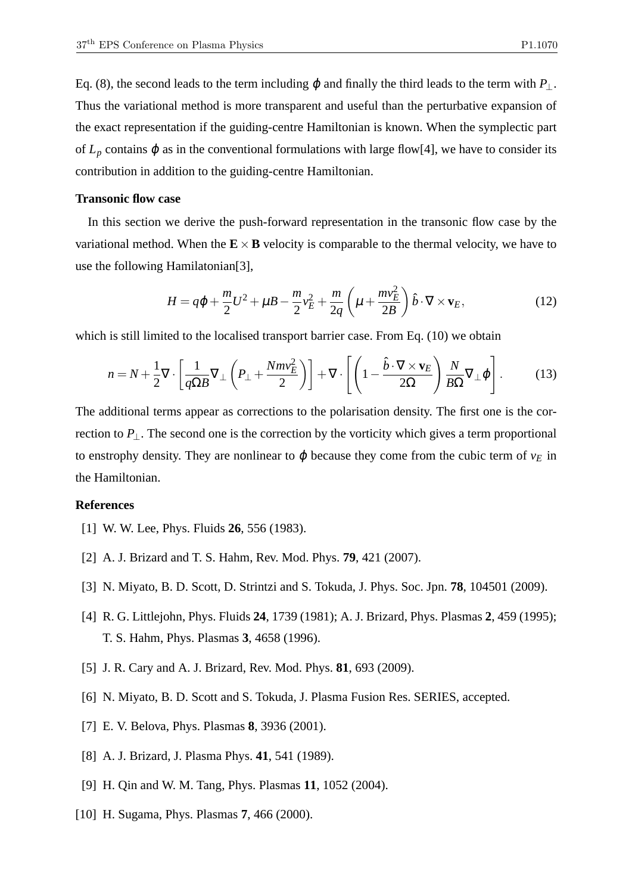Eq. (8), the second leads to the term including $\phi$ and finally the third leads to the term with $P_\perp$. Thus the variational method is more transparent and useful than the perturbative expansion of the exact representation if the guiding-centre Hamiltonian is known. When the symplectic part of $L_p$ contains $\phi$ as in the conventional formulations with large flow[4], we have to consider its contribution in addition to the guiding-centre Hamiltonian.

**Transonic flow case**

In this section we derive the push-forward representation in the transonic flow case by the variational method. When the $\mathbf{E}\times\mathbf{B}$ velocity is comparable to the thermal velocity, we have to use the following Hamilatonian[3],

$$H = q\phi + \frac{m}{2}U^2 + \mu B - \frac{m}{2}v_E^2 + \frac{m}{2q}\left(\mu + \frac{mv_E^2}{2B}\right)\hat{b}\cdot\nabla\times\mathbf{v}_E, \tag{12}$$

which is still limited to the localised transport barrier case. From Eq. (10) we obtain

$$n = N + \frac{1}{2}\nabla\cdot\left[\frac{1}{q\Omega B}\nabla_\perp\left(P_\perp + \frac{Nmv_E^2}{2}\right)\right] + \nabla\cdot\left[\left(1 - \frac{\hat{b}\cdot\nabla\times\mathbf{v}_E}{2\Omega}\right)\frac{N}{B\Omega}\nabla_\perp\phi\right]. \tag{13}$$

The additional terms appear as corrections to the polarisation density. The first one is the correction to $P_\perp$. The second one is the correction by the vorticity which gives a term proportional to enstrophy density. They are nonlinear to $\phi$ because they come from the cubic term of $v_E$ in the Hamiltonian.

**References**

[1] W. W. Lee, Phys. Fluids **26**, 556 (1983).

[2] A. J. Brizard and T. S. Hahm, Rev. Mod. Phys. **79**, 421 (2007).

[3] N. Miyato, B. D. Scott, D. Strintzi and S. Tokuda, J. Phys. Soc. Jpn. **78**, 104501 (2009).

[4] R. G. Littlejohn, Phys. Fluids **24**, 1739 (1981); A. J. Brizard, Phys. Plasmas **2**, 459 (1995); T. S. Hahm, Phys. Plasmas **3**, 4658 (1996).

[5] J. R. Cary and A. J. Brizard, Rev. Mod. Phys. **81**, 693 (2009).

[6] N. Miyato, B. D. Scott and S. Tokuda, J. Plasma Fusion Res. SERIES, accepted.

[7] E. V. Belova, Phys. Plasmas **8**, 3936 (2001).

[8] A. J. Brizard, J. Plasma Phys. **41**, 541 (1989).

[9] H. Qin and W. M. Tang, Phys. Plasmas **11**, 1052 (2004).

[10] H. Sugama, Phys. Plasmas **7**, 466 (2000).